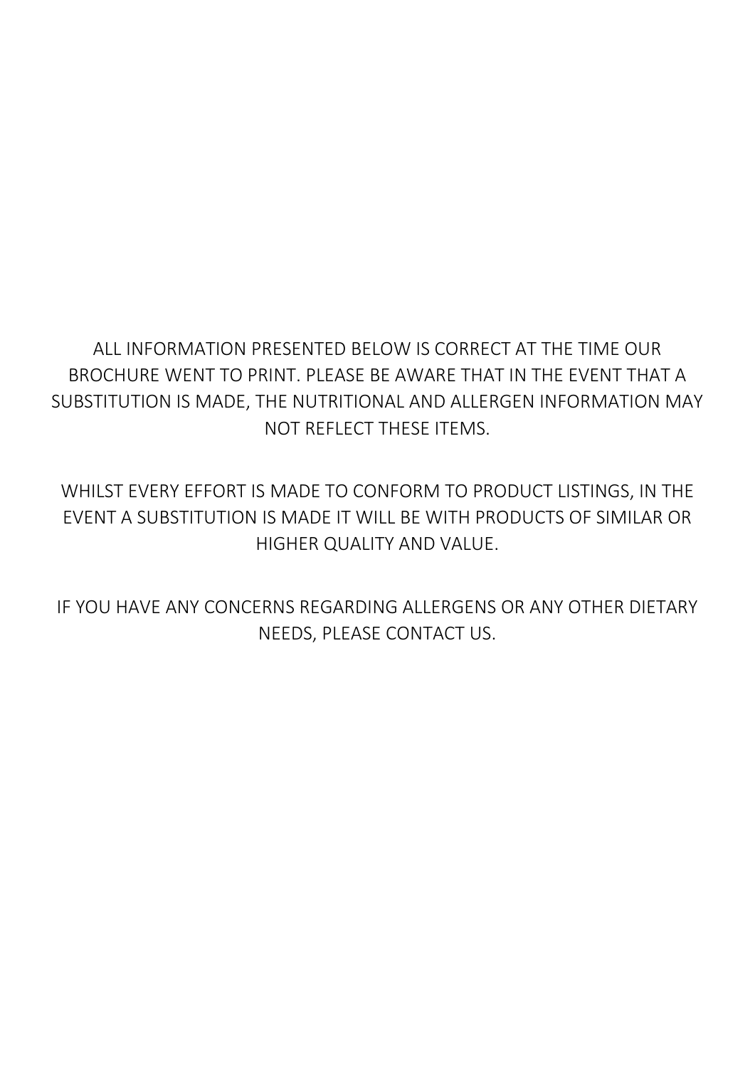ALL INFORMATION PRESENTED BELOW IS CORRECT AT THE TIME OUR BROCHURE WENT TO PRINT. PLEASE BE AWARE THAT IN THE EVENT THAT A SUBSTITUTION IS MADE, THE NUTRITIONAL AND ALLERGEN INFORMATION MAY NOT REFLECT THESE ITEMS.

WHILST EVERY EFFORT IS MADE TO CONFORM TO PRODUCT LISTINGS, IN THE EVENT A SUBSTITUTION IS MADE IT WILL BE WITH PRODUCTS OF SIMILAR OR HIGHER QUALITY AND VALUE.

IF YOU HAVE ANY CONCERNS REGARDING ALLERGENS OR ANY OTHER DIETARY NEEDS, PLEASE CONTACT US.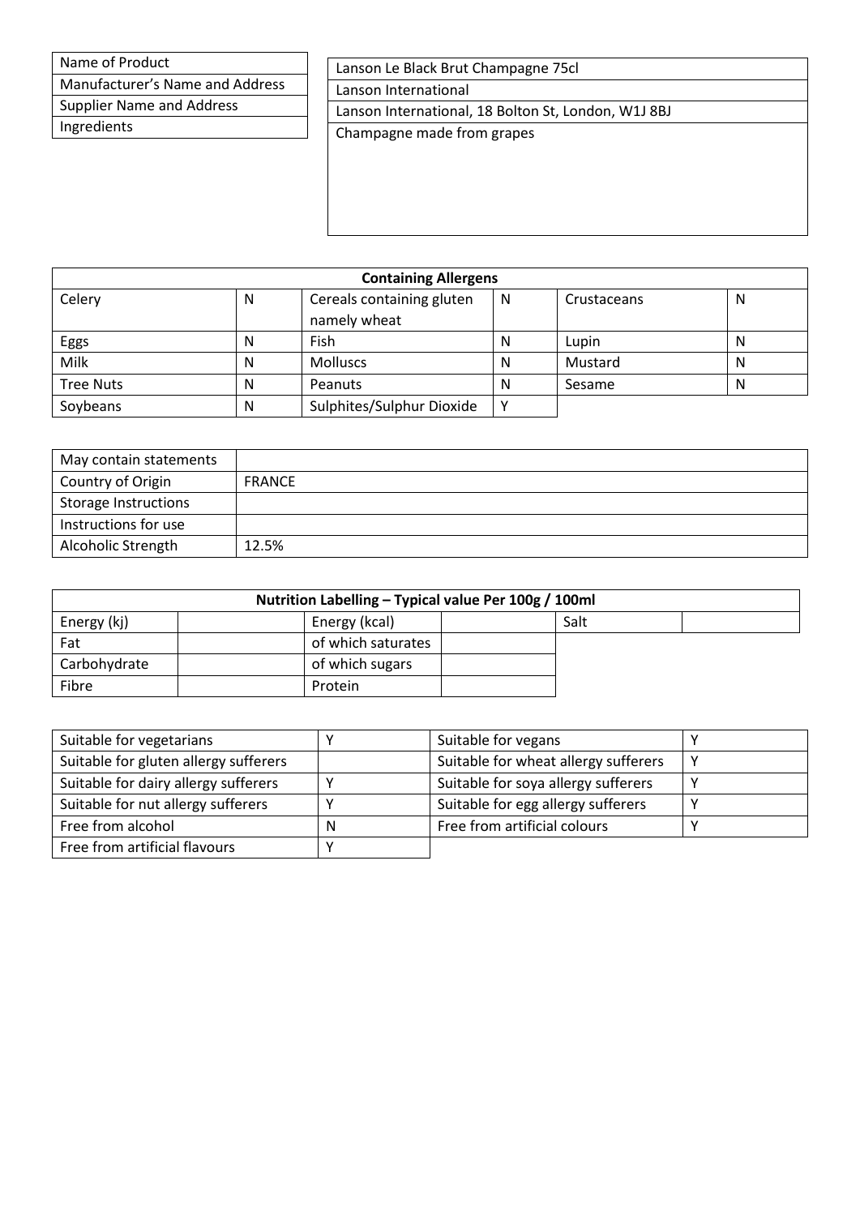| Name of Product | Lanson Le Black Brut Champagne 75cl |
| --- | --- |
| Manufacturer's Name and Address | Lanson International |
| Supplier Name and Address | Lanson International, 18 Bolton St, London, W1J 8BJ |
| Ingredients | Champagne made from grapes |

| Containing Allergens | | | | | |
| --- | --- | --- | --- | --- | --- |
| Celery | N | Cereals containing gluten namely wheat | N | Crustaceans | N |
| Eggs | N | Fish | N | Lupin | N |
| Milk | N | Molluscs | N | Mustard | N |
| Tree Nuts | N | Peanuts | N | Sesame | N |
| Soybeans | N | Sulphites/Sulphur Dioxide | Y | | |

| May contain statements | |
| --- | --- |
| Country of Origin | FRANCE |
| Storage Instructions | |
| Instructions for use | |
| Alcoholic Strength | 12.5% |

| Nutrition Labelling – Typical value Per 100g / 100ml | | | | | |
| --- | --- | --- | --- | --- | --- |
| Energy (kj) | | Energy (kcal) | | Salt | |
| Fat | | of which saturates | | | |
| Carbohydrate | | of which sugars | | | |
| Fibre | | Protein | | | |

| Suitable for vegetarians | Y | Suitable for vegans | Y |
| --- | --- | --- | --- |
| Suitable for gluten allergy sufferers | | Suitable for wheat allergy sufferers | Y |
| Suitable for dairy allergy sufferers | Y | Suitable for soya allergy sufferers | Y |
| Suitable for nut allergy sufferers | Y | Suitable for egg allergy sufferers | Y |
| Free from alcohol | N | Free from artificial colours | Y |
| Free from artificial flavours | Y | | |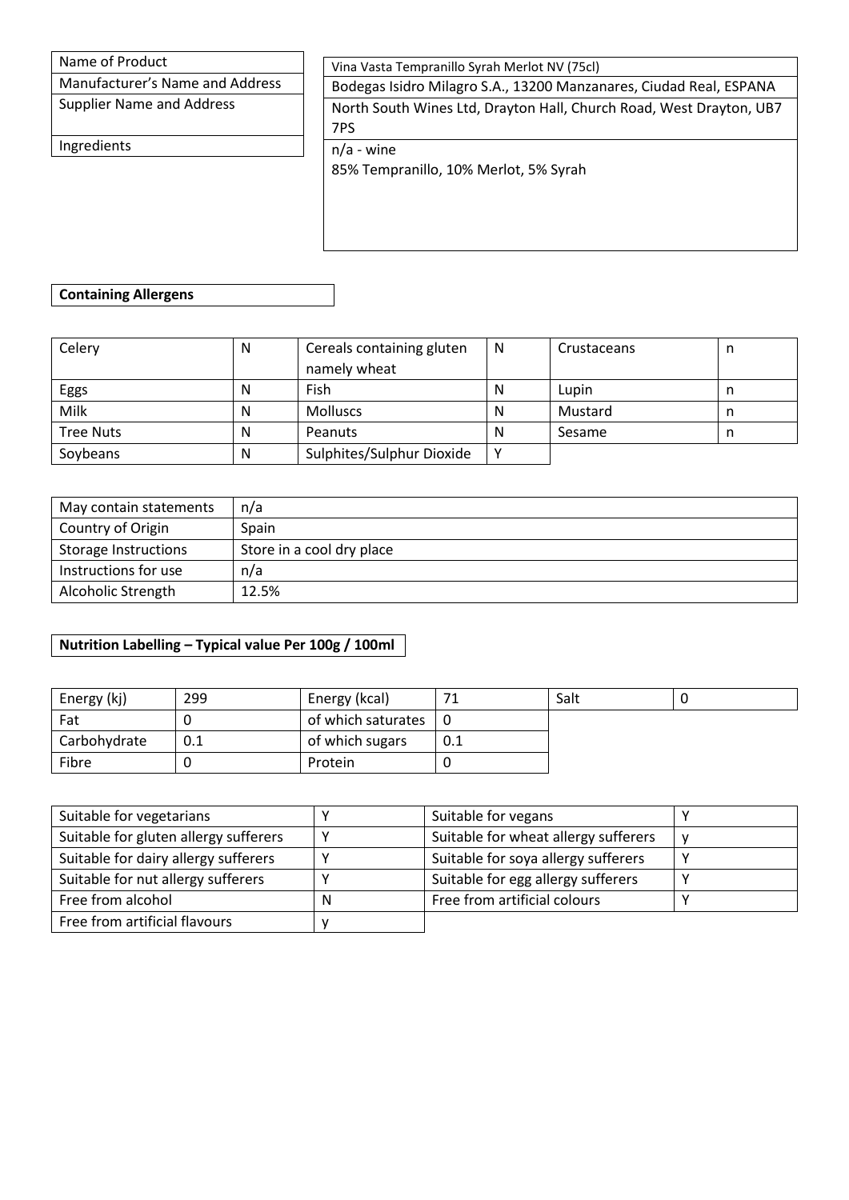| Name of Product | Vina Vasta Tempranillo Syrah Merlot NV (75cl) |
|---|---|
| Manufacturer's Name and Address | Bodegas Isidro Milagro S.A., 13200 Manzanares, Ciudad Real, ESPANA |
| Supplier Name and Address | North South Wines Ltd, Drayton Hall, Church Road, West Drayton, UB7 7PS |
| Ingredients | n/a - wine<br>85% Tempranillo, 10% Merlot, 5% Syrah |

**Containing Allergens**

| Celery | N | Cereals containing gluten namely wheat | N | Crustaceans | n |
|---|---|---|---|---|---|
| Eggs | N | Fish | N | Lupin | n |
| Milk | N | Molluscs | N | Mustard | n |
| Tree Nuts | N | Peanuts | N | Sesame | n |
| Soybeans | N | Sulphites/Sulphur Dioxide | Y | | |

| May contain statements | n/a |
|---|---|
| Country of Origin | Spain |
| Storage Instructions | Store in a cool dry place |
| Instructions for use | n/a |
| Alcoholic Strength | 12.5% |

**Nutrition Labelling – Typical value Per 100g / 100ml**

| Energy (kj) | 299 | Energy (kcal) | 71 | Salt | 0 |
|---|---|---|---|---|---|
| Fat | 0 | of which saturates | 0 | | |
| Carbohydrate | 0.1 | of which sugars | 0.1 | | |
| Fibre | 0 | Protein | 0 | | |

| Suitable for vegetarians | Y | Suitable for vegans | Y |
|---|---|---|---|
| Suitable for gluten allergy sufferers | Y | Suitable for wheat allergy sufferers | y |
| Suitable for dairy allergy sufferers | Y | Suitable for soya allergy sufferers | Y |
| Suitable for nut allergy sufferers | Y | Suitable for egg allergy sufferers | Y |
| Free from alcohol | N | Free from artificial colours | Y |
| Free from artificial flavours | y | | |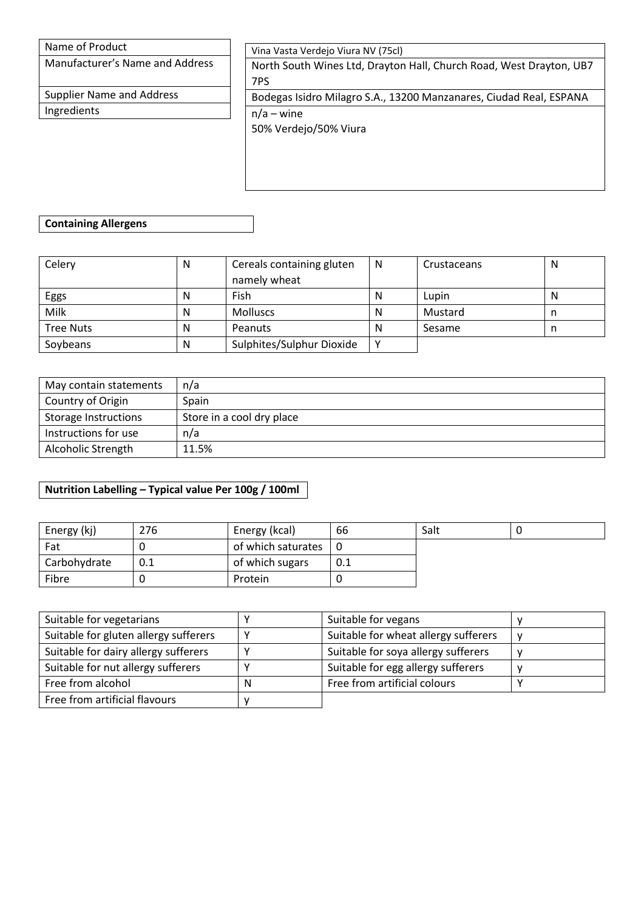| | |
|---|---|
| Name of Product | Vina Vasta Verdejo Viura NV (75cl) |
| Manufacturer's Name and Address | North South Wines Ltd, Drayton Hall, Church Road, West Drayton, UB7 7PS |
| Supplier Name and Address | Bodegas Isidro Milagro S.A., 13200 Manzanares, Ciudad Real, ESPANA |
| Ingredients | n/a – wine<br>50% Verdejo/50% Viura |

**Containing Allergens**

| | | | | | |
|---|---|---|---|---|---|
| Celery | N | Cereals containing gluten namely wheat | N | Crustaceans | N |
| Eggs | N | Fish | N | Lupin | N |
| Milk | N | Molluscs | N | Mustard | n |
| Tree Nuts | N | Peanuts | N | Sesame | n |
| Soybeans | N | Sulphites/Sulphur Dioxide | Y | | |

| | |
|---|---|
| May contain statements | n/a |
| Country of Origin | Spain |
| Storage Instructions | Store in a cool dry place |
| Instructions for use | n/a |
| Alcoholic Strength | 11.5% |

**Nutrition Labelling – Typical value Per 100g / 100ml**

| | | | | | |
|---|---|---|---|---|---|
| Energy (kj) | 276 | Energy (kcal) | 66 | Salt | 0 |
| Fat | 0 | of which saturates | 0 | | |
| Carbohydrate | 0.1 | of which sugars | 0.1 | | |
| Fibre | 0 | Protein | 0 | | |

| | | | |
|---|---|---|---|
| Suitable for vegetarians | Y | Suitable for vegans | y |
| Suitable for gluten allergy sufferers | Y | Suitable for wheat allergy sufferers | y |
| Suitable for dairy allergy sufferers | Y | Suitable for soya allergy sufferers | y |
| Suitable for nut allergy sufferers | Y | Suitable for egg allergy sufferers | y |
| Free from alcohol | N | Free from artificial colours | Y |
| Free from artificial flavours | y | | |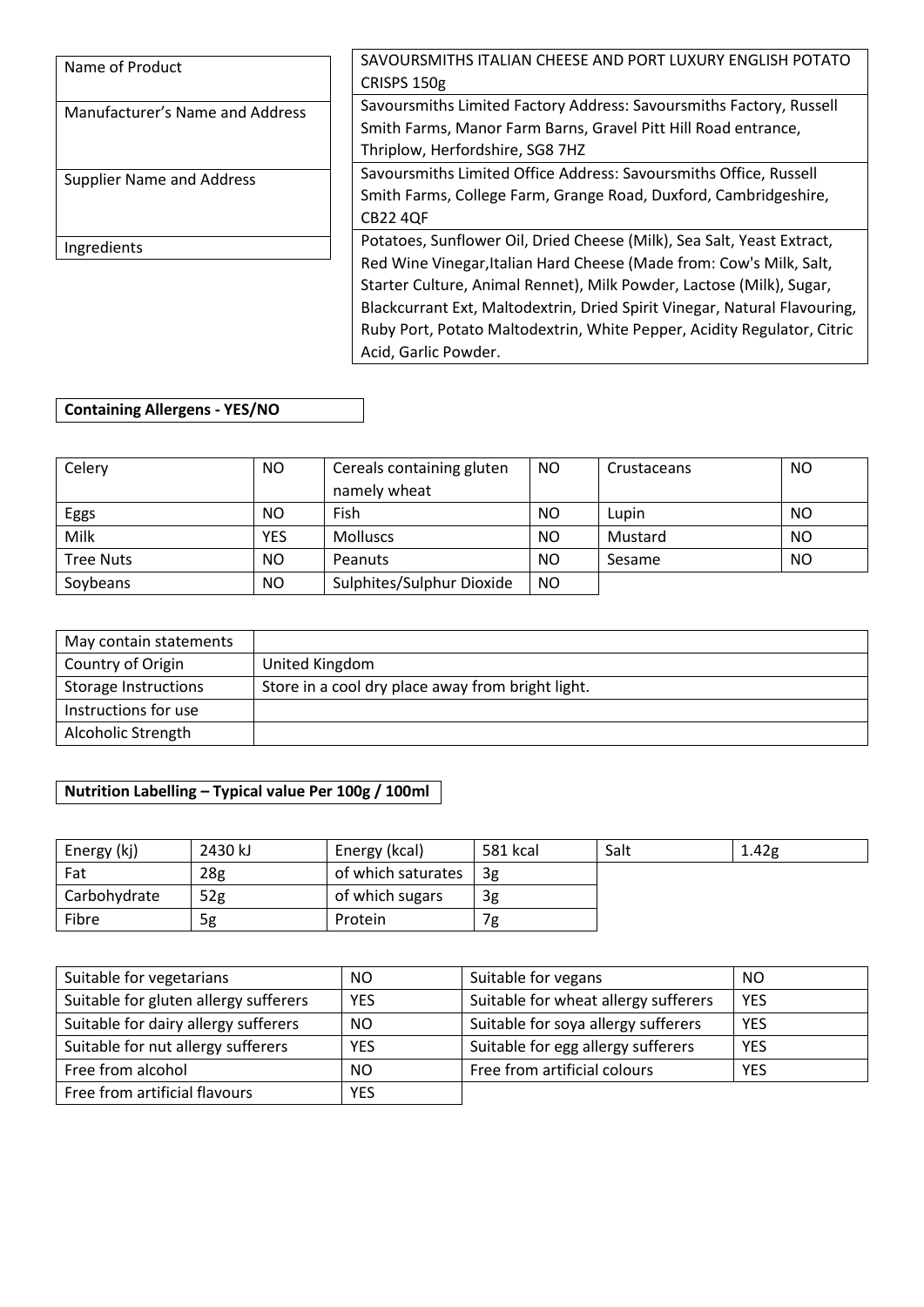| Name of Product | SAVOURSMITHS ITALIAN CHEESE AND PORT LUXURY ENGLISH POTATO CRISPS 150g |
|---|---|
| Manufacturer's Name and Address | Savoursmiths Limited Factory Address: Savoursmiths Factory, Russell Smith Farms, Manor Farm Barns, Gravel Pitt Hill Road entrance, Thriplow, Herfordshire, SG8 7HZ |
| Supplier Name and Address | Savoursmiths Limited Office Address: Savoursmiths Office, Russell Smith Farms, College Farm, Grange Road, Duxford, Cambridgeshire, CB22 4QF |
| Ingredients | Potatoes, Sunflower Oil, Dried Cheese (Milk), Sea Salt, Yeast Extract, Red Wine Vinegar,Italian Hard Cheese (Made from: Cow's Milk, Salt, Starter Culture, Animal Rennet), Milk Powder, Lactose (Milk), Sugar, Blackcurrant Ext, Maltodextrin, Dried Spirit Vinegar, Natural Flavouring, Ruby Port, Potato Maltodextrin, White Pepper, Acidity Regulator, Citric Acid, Garlic Powder. |

**Containing Allergens - YES/NO**

| Celery | NO | Cereals containing gluten namely wheat | NO | Crustaceans | NO |
|---|---|---|---|---|---|
| Eggs | NO | Fish | NO | Lupin | NO |
| Milk | YES | Molluscs | NO | Mustard | NO |
| Tree Nuts | NO | Peanuts | NO | Sesame | NO |
| Soybeans | NO | Sulphites/Sulphur Dioxide | NO | | |

| May contain statements | |
|---|---|
| Country of Origin | United Kingdom |
| Storage Instructions | Store in a cool dry place away from bright light. |
| Instructions for use | |
| Alcoholic Strength | |

**Nutrition Labelling – Typical value Per 100g / 100ml**

| Energy (kj) | 2430 kJ | Energy (kcal) | 581 kcal | Salt | 1.42g |
|---|---|---|---|---|---|
| Fat | 28g | of which saturates | 3g | | |
| Carbohydrate | 52g | of which sugars | 3g | | |
| Fibre | 5g | Protein | 7g | | |

| Suitable for vegetarians | NO | Suitable for vegans | NO |
|---|---|---|---|
| Suitable for gluten allergy sufferers | YES | Suitable for wheat allergy sufferers | YES |
| Suitable for dairy allergy sufferers | NO | Suitable for soya allergy sufferers | YES |
| Suitable for nut allergy sufferers | YES | Suitable for egg allergy sufferers | YES |
| Free from alcohol | NO | Free from artificial colours | YES |
| Free from artificial flavours | YES | | |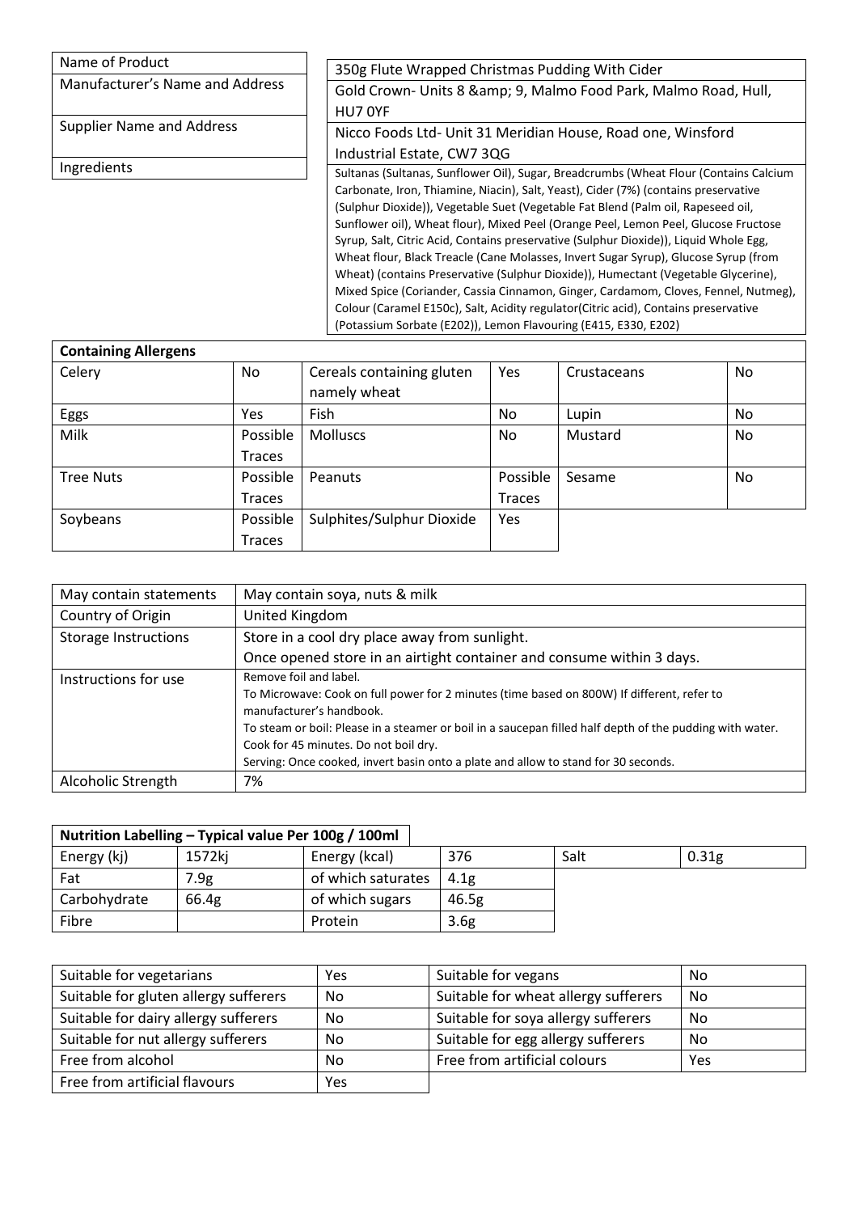| Name of Product | 350g Flute Wrapped Christmas Pudding With Cider |
|---|---|
| Manufacturer's Name and Address | Gold Crown- Units 8 &amp; 9, Malmo Food Park, Malmo Road, Hull, HU7 0YF |
| Supplier Name and Address | Nicco Foods Ltd- Unit 31 Meridian House, Road one, Winsford Industrial Estate, CW7 3QG |
| Ingredients | Sultanas (Sultanas, Sunflower Oil), Sugar, Breadcrumbs (Wheat Flour (Contains Calcium Carbonate, Iron, Thiamine, Niacin), Salt, Yeast), Cider (7%) (contains preservative (Sulphur Dioxide)), Vegetable Suet (Vegetable Fat Blend (Palm oil, Rapeseed oil, Sunflower oil), Wheat flour), Mixed Peel (Orange Peel, Lemon Peel, Glucose Fructose Syrup, Salt, Citric Acid, Contains preservative (Sulphur Dioxide)), Liquid Whole Egg, Wheat flour, Black Treacle (Cane Molasses, Invert Sugar Syrup), Glucose Syrup (from Wheat) (contains Preservative (Sulphur Dioxide)), Humectant (Vegetable Glycerine), Mixed Spice (Coriander, Cassia Cinnamon, Ginger, Cardamom, Cloves, Fennel, Nutmeg), Colour (Caramel E150c), Salt, Acidity regulator(Citric acid), Contains preservative (Potassium Sorbate (E202)), Lemon Flavouring (E415, E330, E202) |

| Containing Allergens | | | | | |
|---|---|---|---|---|---|
| Celery | No | Cereals containing gluten namely wheat | Yes | Crustaceans | No |
| Eggs | Yes | Fish | No | Lupin | No |
| Milk | Possible Traces | Molluscs | No | Mustard | No |
| Tree Nuts | Possible Traces | Peanuts | Possible Traces | Sesame | No |
| Soybeans | Possible Traces | Sulphites/Sulphur Dioxide | Yes | | |

| May contain statements | May contain soya, nuts & milk |
|---|---|
| Country of Origin | United Kingdom |
| Storage Instructions | Store in a cool dry place away from sunlight. Once opened store in an airtight container and consume within 3 days. |
| Instructions for use | Remove foil and label. To Microwave: Cook on full power for 2 minutes (time based on 800W) If different, refer to manufacturer's handbook. To steam or boil: Please in a steamer or boil in a saucepan filled half depth of the pudding with water. Cook for 45 minutes. Do not boil dry. Serving: Once cooked, invert basin onto a plate and allow to stand for 30 seconds. |
| Alcoholic Strength | 7% |

| Nutrition Labelling – Typical value Per 100g / 100ml | | | | | |
|---|---|---|---|---|---|
| Energy (kj) | 1572kj | Energy (kcal) | 376 | Salt | 0.31g |
| Fat | 7.9g | of which saturates | 4.1g | | |
| Carbohydrate | 66.4g | of which sugars | 46.5g | | |
| Fibre | | Protein | 3.6g | | |

| Suitable for vegetarians | Yes | Suitable for vegans | No |
|---|---|---|---|
| Suitable for gluten allergy sufferers | No | Suitable for wheat allergy sufferers | No |
| Suitable for dairy allergy sufferers | No | Suitable for soya allergy sufferers | No |
| Suitable for nut allergy sufferers | No | Suitable for egg allergy sufferers | No |
| Free from alcohol | No | Free from artificial colours | Yes |
| Free from artificial flavours | Yes | | |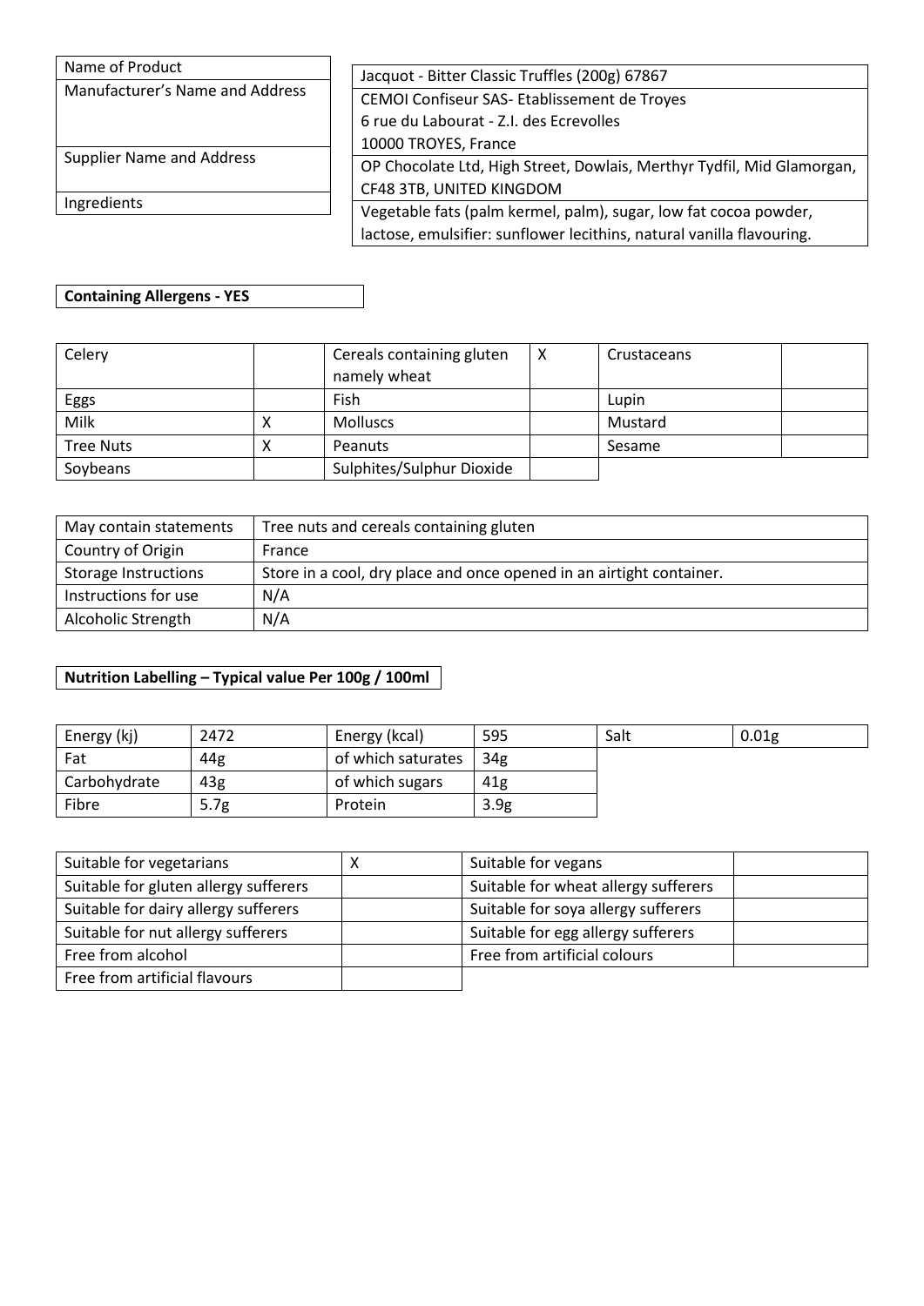| Name of Product | Jacquot - Bitter Classic Truffles (200g) 67867 |
|---|---|
| Manufacturer's Name and Address | CEMOI Confiseur SAS- Etablissement de Troyes<br>6 rue du Labourat - Z.I. des Ecrevolles<br>10000 TROYES, France |
| Supplier Name and Address | OP Chocolate Ltd, High Street, Dowlais, Merthyr Tydfil, Mid Glamorgan, CF48 3TB, UNITED KINGDOM |
| Ingredients | Vegetable fats (palm kermel, palm), sugar, low fat cocoa powder, lactose, emulsifier: sunflower lecithins, natural vanilla flavouring. |

**Containing Allergens - YES**

| Celery | | Cereals containing gluten namely wheat | X | Crustaceans | |
|---|---|---|---|---|---|
| Eggs | | Fish | | Lupin | |
| Milk | X | Molluscs | | Mustard | |
| Tree Nuts | X | Peanuts | | Sesame | |
| Soybeans | | Sulphites/Sulphur Dioxide | | | |

| May contain statements | Tree nuts and cereals containing gluten |
|---|---|
| Country of Origin | France |
| Storage Instructions | Store in a cool, dry place and once opened in an airtight container. |
| Instructions for use | N/A |
| Alcoholic Strength | N/A |

**Nutrition Labelling – Typical value Per 100g / 100ml**

| Energy (kj) | 2472 | Energy (kcal) | 595 | Salt | 0.01g |
|---|---|---|---|---|---|
| Fat | 44g | of which saturates | 34g | | |
| Carbohydrate | 43g | of which sugars | 41g | | |
| Fibre | 5.7g | Protein | 3.9g | | |

| Suitable for vegetarians | X | Suitable for vegans | |
|---|---|---|---|
| Suitable for gluten allergy sufferers | | Suitable for wheat allergy sufferers | |
| Suitable for dairy allergy sufferers | | Suitable for soya allergy sufferers | |
| Suitable for nut allergy sufferers | | Suitable for egg allergy sufferers | |
| Free from alcohol | | Free from artificial colours | |
| Free from artificial flavours | | | |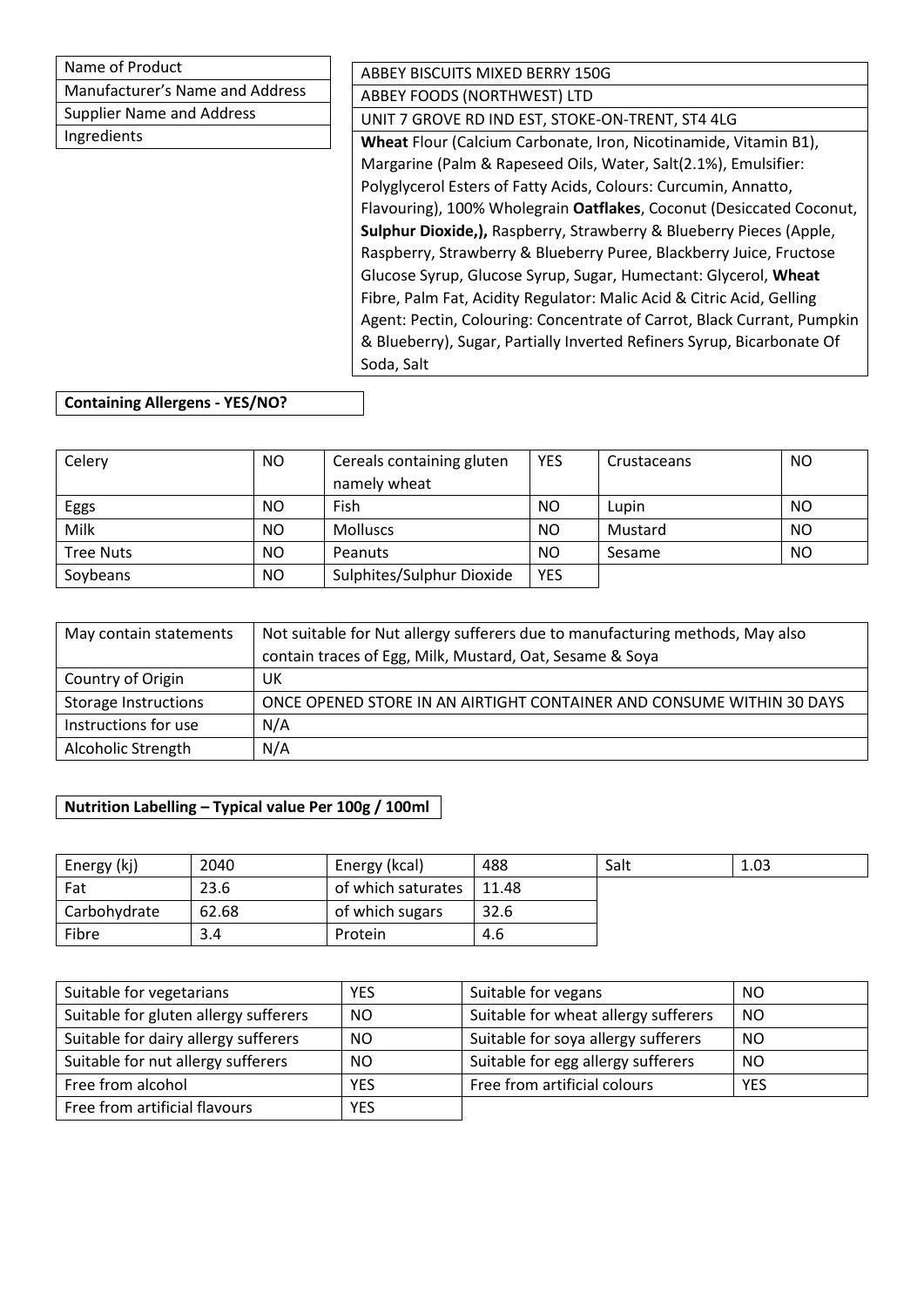| Name of Product | ABBEY BISCUITS MIXED BERRY 150G |
|---|---|
| Manufacturer's Name and Address | ABBEY FOODS (NORTHWEST) LTD |
| Supplier Name and Address | UNIT 7 GROVE RD IND EST, STOKE-ON-TRENT, ST4 4LG |
| Ingredients | **Wheat** Flour (Calcium Carbonate, Iron, Nicotinamide, Vitamin B1), Margarine (Palm & Rapeseed Oils, Water, Salt(2.1%), Emulsifier: Polyglycerol Esters of Fatty Acids, Colours: Curcumin, Annatto, Flavouring), 100% Wholegrain **Oatflakes**, Coconut (Desiccated Coconut, **Sulphur Dioxide,),** Raspberry, Strawberry & Blueberry Pieces (Apple, Raspberry, Strawberry & Blueberry Puree, Blackberry Juice, Fructose Glucose Syrup, Glucose Syrup, Sugar, Humectant: Glycerol, **Wheat** Fibre, Palm Fat, Acidity Regulator: Malic Acid & Citric Acid, Gelling Agent: Pectin, Colouring: Concentrate of Carrot, Black Currant, Pumpkin & Blueberry), Sugar, Partially Inverted Refiners Syrup, Bicarbonate Of Soda, Salt |

**Containing Allergens - YES/NO?**

| Celery | NO | Cereals containing gluten namely wheat | YES | Crustaceans | NO |
|---|---|---|---|---|---|
| Eggs | NO | Fish | NO | Lupin | NO |
| Milk | NO | Molluscs | NO | Mustard | NO |
| Tree Nuts | NO | Peanuts | NO | Sesame | NO |
| Soybeans | NO | Sulphites/Sulphur Dioxide | YES | | |

| May contain statements | Not suitable for Nut allergy sufferers due to manufacturing methods, May also contain traces of Egg, Milk, Mustard, Oat, Sesame & Soya |
|---|---|
| Country of Origin | UK |
| Storage Instructions | ONCE OPENED STORE IN AN AIRTIGHT CONTAINER AND CONSUME WITHIN 30 DAYS |
| Instructions for use | N/A |
| Alcoholic Strength | N/A |

**Nutrition Labelling – Typical value Per 100g / 100ml**

| Energy (kj) | 2040 | Energy (kcal) | 488 | Salt | 1.03 |
|---|---|---|---|---|---|
| Fat | 23.6 | of which saturates | 11.48 | | |
| Carbohydrate | 62.68 | of which sugars | 32.6 | | |
| Fibre | 3.4 | Protein | 4.6 | | |

| Suitable for vegetarians | YES | Suitable for vegans | NO |
|---|---|---|---|
| Suitable for gluten allergy sufferers | NO | Suitable for wheat allergy sufferers | NO |
| Suitable for dairy allergy sufferers | NO | Suitable for soya allergy sufferers | NO |
| Suitable for nut allergy sufferers | NO | Suitable for egg allergy sufferers | NO |
| Free from alcohol | YES | Free from artificial colours | YES |
| Free from artificial flavours | YES | | |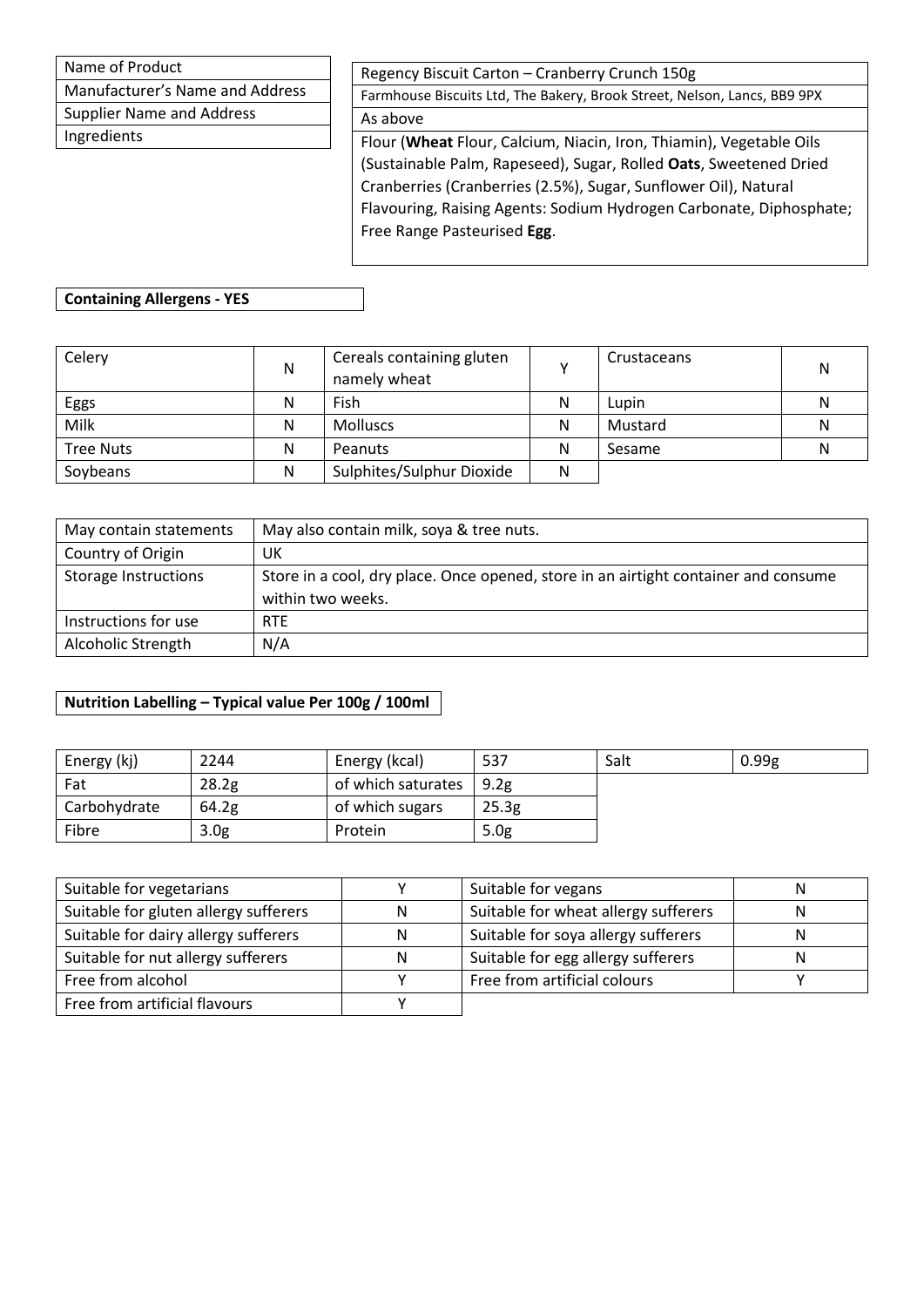| Name of Product | Regency Biscuit Carton – Cranberry Crunch 150g |
|---|---|
| Manufacturer's Name and Address | Farmhouse Biscuits Ltd, The Bakery, Brook Street, Nelson, Lancs, BB9 9PX |
| Supplier Name and Address | As above |
| Ingredients | Flour (**Wheat** Flour, Calcium, Niacin, Iron, Thiamin), Vegetable Oils (Sustainable Palm, Rapeseed), Sugar, Rolled **Oats**, Sweetened Dried Cranberries (Cranberries (2.5%), Sugar, Sunflower Oil), Natural Flavouring, Raising Agents: Sodium Hydrogen Carbonate, Diphosphate; Free Range Pasteurised **Egg**. |

**Containing Allergens - YES**

| Celery | N | Cereals containing gluten namely wheat | Y | Crustaceans | N |
|---|---|---|---|---|---|
| Eggs | N | Fish | N | Lupin | N |
| Milk | N | Molluscs | N | Mustard | N |
| Tree Nuts | N | Peanuts | N | Sesame | N |
| Soybeans | N | Sulphites/Sulphur Dioxide | N | | |

| May contain statements | May also contain milk, soya & tree nuts. |
|---|---|
| Country of Origin | UK |
| Storage Instructions | Store in a cool, dry place. Once opened, store in an airtight container and consume within two weeks. |
| Instructions for use | RTE |
| Alcoholic Strength | N/A |

**Nutrition Labelling – Typical value Per 100g / 100ml**

| Energy (kj) | 2244 | Energy (kcal) | 537 | Salt | 0.99g |
|---|---|---|---|---|---|
| Fat | 28.2g | of which saturates | 9.2g | | |
| Carbohydrate | 64.2g | of which sugars | 25.3g | | |
| Fibre | 3.0g | Protein | 5.0g | | |

| Suitable for vegetarians | Y | Suitable for vegans | N |
|---|---|---|---|
| Suitable for gluten allergy sufferers | N | Suitable for wheat allergy sufferers | N |
| Suitable for dairy allergy sufferers | N | Suitable for soya allergy sufferers | N |
| Suitable for nut allergy sufferers | N | Suitable for egg allergy sufferers | N |
| Free from alcohol | Y | Free from artificial colours | Y |
| Free from artificial flavours | Y | | |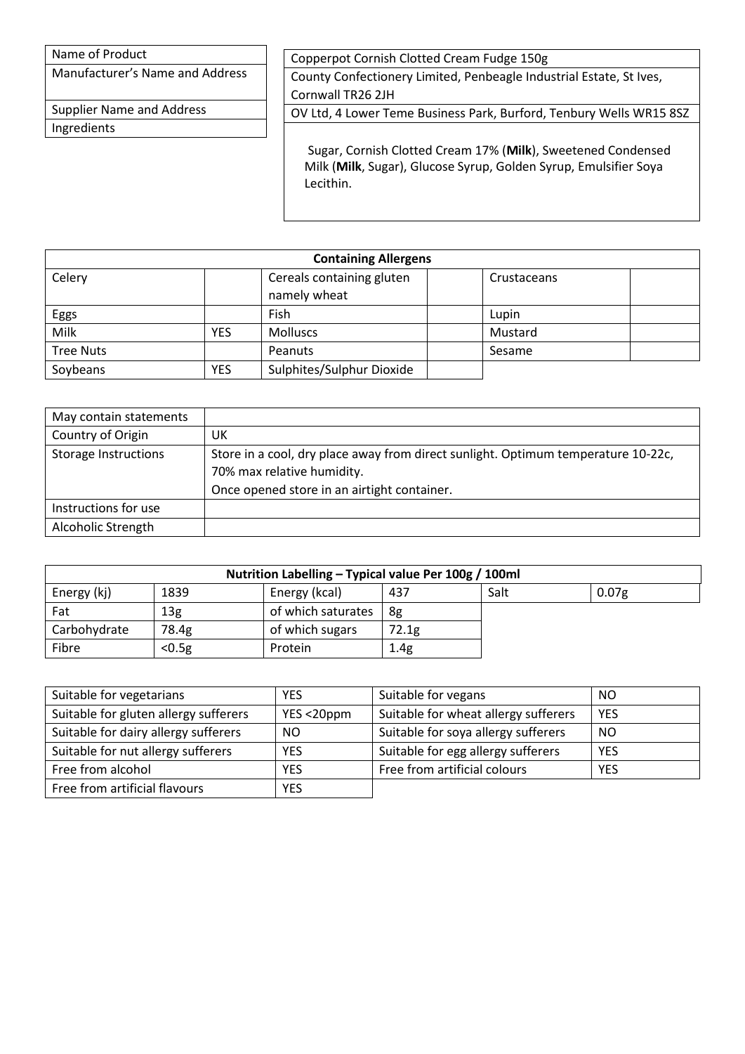| Name of Product | Copperpot Cornish Clotted Cream Fudge 150g |
|---|---|
| Manufacturer's Name and Address | County Confectionery Limited, Penbeagle Industrial Estate, St Ives, Cornwall TR26 2JH |
| Supplier Name and Address | OV Ltd, 4 Lower Teme Business Park, Burford, Tenbury Wells WR15 8SZ |
| Ingredients | Sugar, Cornish Clotted Cream 17% (**Milk**), Sweetened Condensed Milk (**Milk**, Sugar), Glucose Syrup, Golden Syrup, Emulsifier Soya Lecithin. |

| Containing Allergens | | | | | |
|---|---|---|---|---|---|
| Celery | | Cereals containing gluten namely wheat | | Crustaceans | |
| Eggs | | Fish | | Lupin | |
| Milk | YES | Molluscs | | Mustard | |
| Tree Nuts | | Peanuts | | Sesame | |
| Soybeans | YES | Sulphites/Sulphur Dioxide | | | |

| May contain statements | |
|---|---|
| Country of Origin | UK |
| Storage Instructions | Store in a cool, dry place away from direct sunlight. Optimum temperature 10-22c, 70% max relative humidity. Once opened store in an airtight container. |
| Instructions for use | |
| Alcoholic Strength | |

| Nutrition Labelling – Typical value Per 100g / 100ml | | | | | |
|---|---|---|---|---|---|
| Energy (kj) | 1839 | Energy (kcal) | 437 | Salt | 0.07g |
| Fat | 13g | of which saturates | 8g | | |
| Carbohydrate | 78.4g | of which sugars | 72.1g | | |
| Fibre | <0.5g | Protein | 1.4g | | |

| Suitable for vegetarians | YES | Suitable for vegans | NO |
|---|---|---|---|
| Suitable for gluten allergy sufferers | YES <20ppm | Suitable for wheat allergy sufferers | YES |
| Suitable for dairy allergy sufferers | NO | Suitable for soya allergy sufferers | NO |
| Suitable for nut allergy sufferers | YES | Suitable for egg allergy sufferers | YES |
| Free from alcohol | YES | Free from artificial colours | YES |
| Free from artificial flavours | YES | | |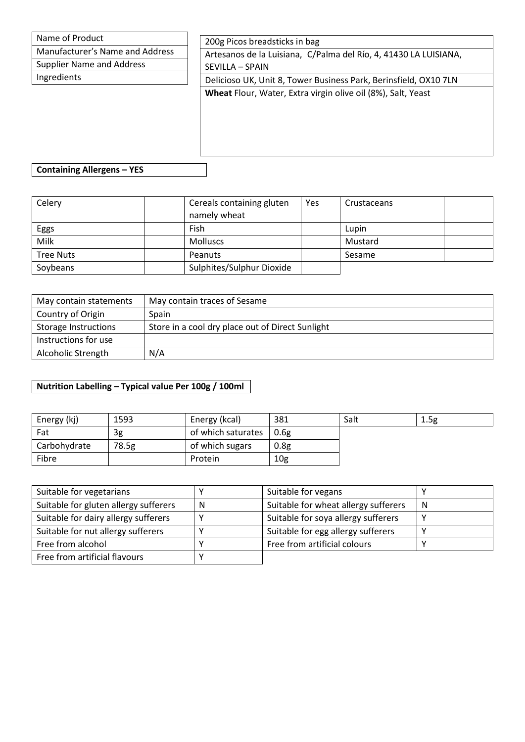| Name of Product | 200g Picos breadsticks in bag |
| --- | --- |
| Manufacturer's Name and Address | Artesanos de la Luisiana, C/Palma del Río, 4, 41430 LA LUISIANA, SEVILLA – SPAIN |
| Supplier Name and Address | Delicioso UK, Unit 8, Tower Business Park, Berinsfield, OX10 7LN |
| Ingredients | **Wheat** Flour, Water, Extra virgin olive oil (8%), Salt, Yeast |

**Containing Allergens – YES**

| Celery | | Cereals containing gluten namely wheat | Yes | Crustaceans | |
| --- | --- | --- | --- | --- | --- |
| Eggs | | Fish | | Lupin | |
| Milk | | Molluscs | | Mustard | |
| Tree Nuts | | Peanuts | | Sesame | |
| Soybeans | | Sulphites/Sulphur Dioxide | | | |

| May contain statements | May contain traces of Sesame |
| --- | --- |
| Country of Origin | Spain |
| Storage Instructions | Store in a cool dry place out of Direct Sunlight |
| Instructions for use | |
| Alcoholic Strength | N/A |

**Nutrition Labelling – Typical value Per 100g / 100ml**

| Energy (kj) | 1593 | Energy (kcal) | 381 | Salt | 1.5g |
| --- | --- | --- | --- | --- | --- |
| Fat | 3g | of which saturates | 0.6g | | |
| Carbohydrate | 78.5g | of which sugars | 0.8g | | |
| Fibre | | Protein | 10g | | |

| Suitable for vegetarians | Y | Suitable for vegans | Y |
| --- | --- | --- | --- |
| Suitable for gluten allergy sufferers | N | Suitable for wheat allergy sufferers | N |
| Suitable for dairy allergy sufferers | Y | Suitable for soya allergy sufferers | Y |
| Suitable for nut allergy sufferers | Y | Suitable for egg allergy sufferers | Y |
| Free from alcohol | Y | Free from artificial colours | Y |
| Free from artificial flavours | Y | | |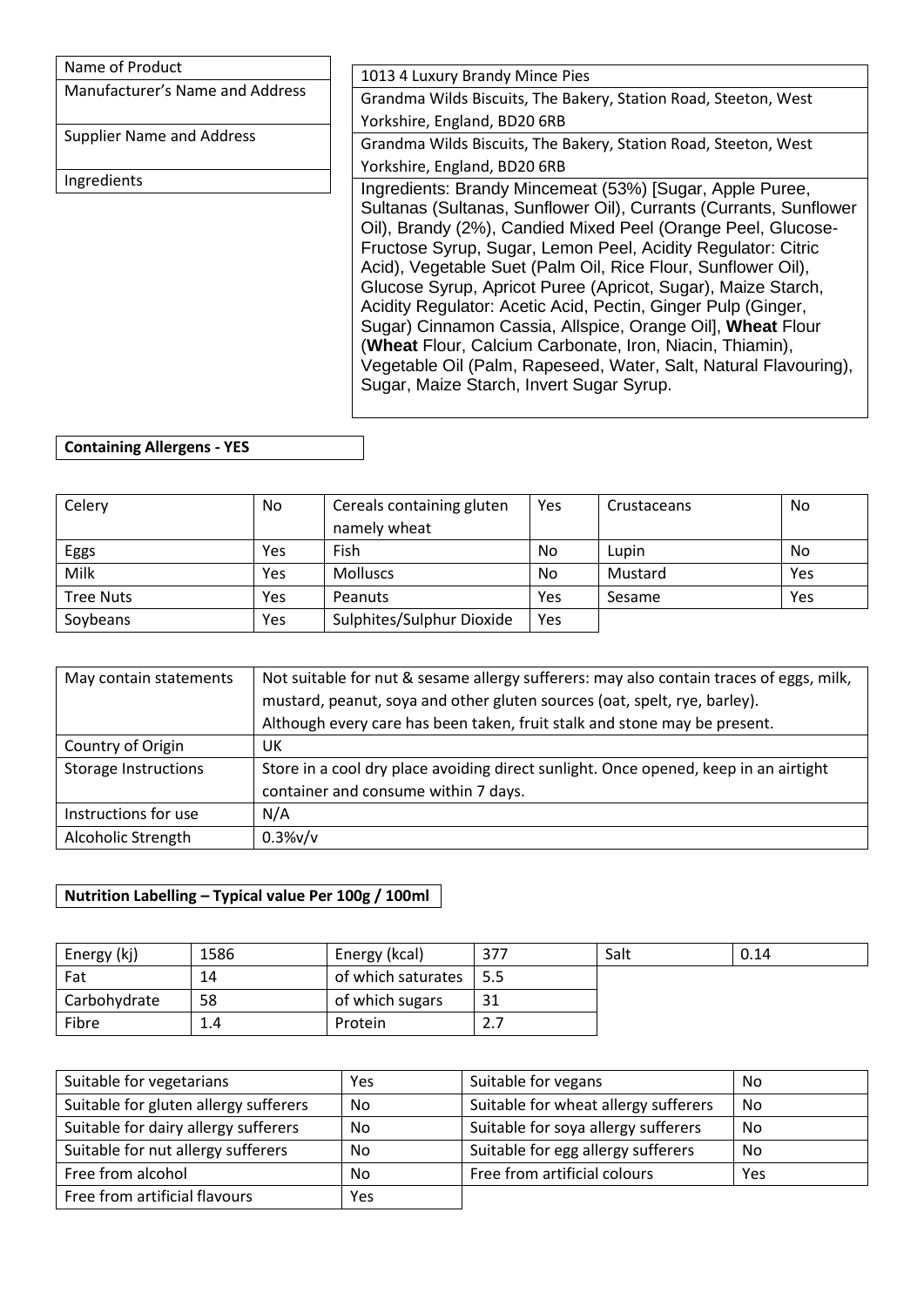| Name of Product | 1013 4 Luxury Brandy Mince Pies |
|---|---|
| Manufacturer's Name and Address | Grandma Wilds Biscuits, The Bakery, Station Road, Steeton, West Yorkshire, England, BD20 6RB |
| Supplier Name and Address | Grandma Wilds Biscuits, The Bakery, Station Road, Steeton, West Yorkshire, England, BD20 6RB |
| Ingredients | Ingredients: Brandy Mincemeat (53%) [Sugar, Apple Puree, Sultanas (Sultanas, Sunflower Oil), Currants (Currants, Sunflower Oil), Brandy (2%), Candied Mixed Peel (Orange Peel, Glucose-Fructose Syrup, Sugar, Lemon Peel, Acidity Regulator: Citric Acid), Vegetable Suet (Palm Oil, Rice Flour, Sunflower Oil), Glucose Syrup, Apricot Puree (Apricot, Sugar), Maize Starch, Acidity Regulator: Acetic Acid, Pectin, Ginger Pulp (Ginger, Sugar) Cinnamon Cassia, Allspice, Orange Oil], **Wheat** Flour (**Wheat** Flour, Calcium Carbonate, Iron, Niacin, Thiamin), Vegetable Oil (Palm, Rapeseed, Water, Salt, Natural Flavouring), Sugar, Maize Starch, Invert Sugar Syrup. |

**Containing Allergens - YES**

| Celery | No | Cereals containing gluten namely wheat | Yes | Crustaceans | No |
|---|---|---|---|---|---|
| Eggs | Yes | Fish | No | Lupin | No |
| Milk | Yes | Molluscs | No | Mustard | Yes |
| Tree Nuts | Yes | Peanuts | Yes | Sesame | Yes |
| Soybeans | Yes | Sulphites/Sulphur Dioxide | Yes | | |

| May contain statements | Not suitable for nut & sesame allergy sufferers: may also contain traces of eggs, milk, mustard, peanut, soya and other gluten sources (oat, spelt, rye, barley). Although every care has been taken, fruit stalk and stone may be present. |
|---|---|
| Country of Origin | UK |
| Storage Instructions | Store in a cool dry place avoiding direct sunlight. Once opened, keep in an airtight container and consume within 7 days. |
| Instructions for use | N/A |
| Alcoholic Strength | 0.3%v/v |

**Nutrition Labelling – Typical value Per 100g / 100ml**

| Energy (kj) | 1586 | Energy (kcal) | 377 | Salt | 0.14 |
|---|---|---|---|---|---|
| Fat | 14 | of which saturates | 5.5 | | |
| Carbohydrate | 58 | of which sugars | 31 | | |
| Fibre | 1.4 | Protein | 2.7 | | |

| Suitable for vegetarians | Yes | Suitable for vegans | No |
|---|---|---|---|
| Suitable for gluten allergy sufferers | No | Suitable for wheat allergy sufferers | No |
| Suitable for dairy allergy sufferers | No | Suitable for soya allergy sufferers | No |
| Suitable for nut allergy sufferers | No | Suitable for egg allergy sufferers | No |
| Free from alcohol | No | Free from artificial colours | Yes |
| Free from artificial flavours | Yes | | |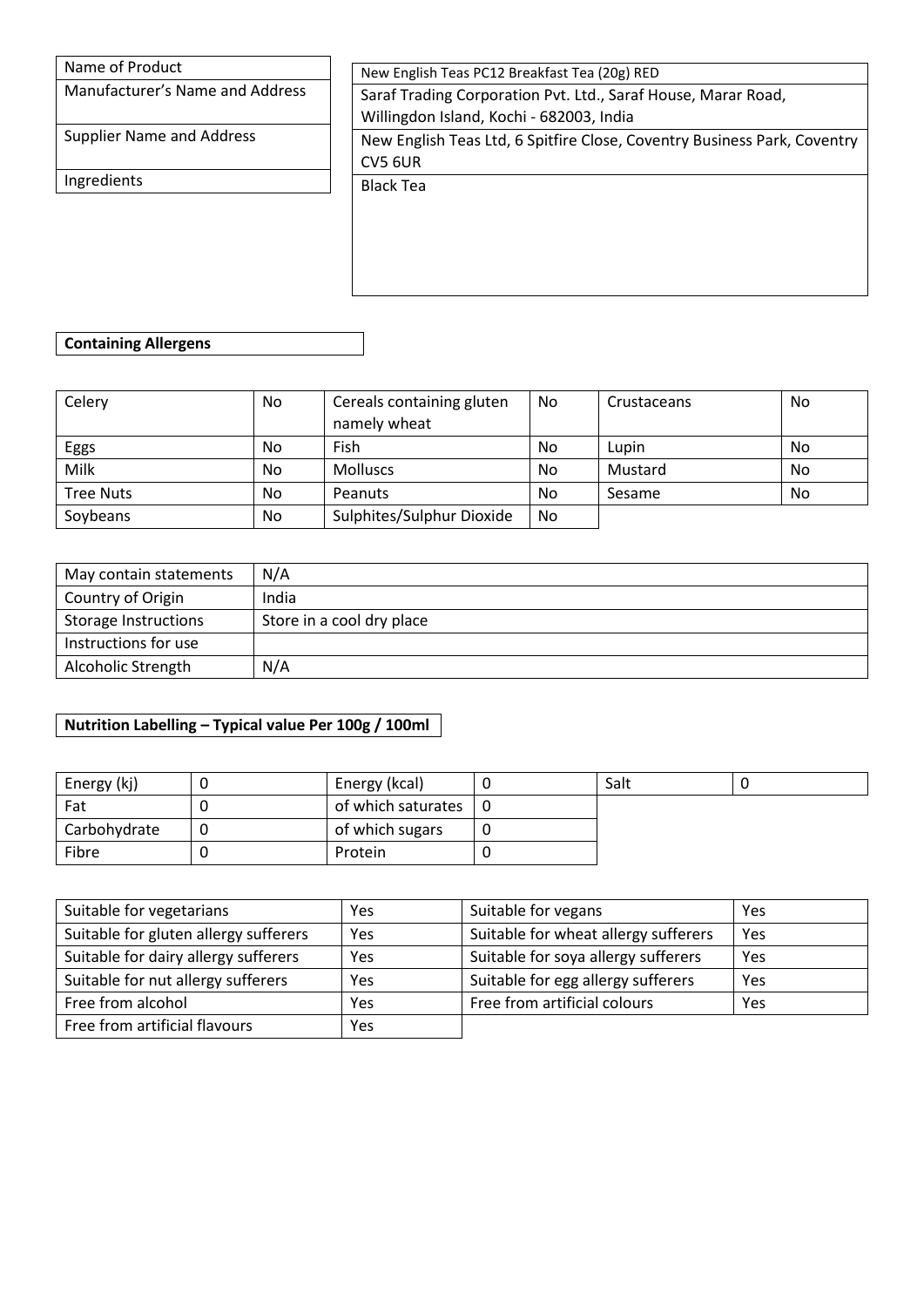| | |
|---|---|
| Name of Product | New English Teas PC12 Breakfast Tea (20g) RED |
| Manufacturer's Name and Address | Saraf Trading Corporation Pvt. Ltd., Saraf House, Marar Road, Willingdon Island, Kochi - 682003, India |
| Supplier Name and Address | New English Teas Ltd, 6 Spitfire Close, Coventry Business Park, Coventry CV5 6UR |
| Ingredients | Black Tea |

**Containing Allergens**

| | | | | | |
|---|---|---|---|---|---|
| Celery | No | Cereals containing gluten namely wheat | No | Crustaceans | No |
| Eggs | No | Fish | No | Lupin | No |
| Milk | No | Molluscs | No | Mustard | No |
| Tree Nuts | No | Peanuts | No | Sesame | No |
| Soybeans | No | Sulphites/Sulphur Dioxide | No | | |

| | |
|---|---|
| May contain statements | N/A |
| Country of Origin | India |
| Storage Instructions | Store in a cool dry place |
| Instructions for use | |
| Alcoholic Strength | N/A |

**Nutrition Labelling – Typical value Per 100g / 100ml**

| | | | | | |
|---|---|---|---|---|---|
| Energy (kj) | 0 | Energy (kcal) | 0 | Salt | 0 |
| Fat | 0 | of which saturates | 0 | | |
| Carbohydrate | 0 | of which sugars | 0 | | |
| Fibre | 0 | Protein | 0 | | |

| | | | |
|---|---|---|---|
| Suitable for vegetarians | Yes | Suitable for vegans | Yes |
| Suitable for gluten allergy sufferers | Yes | Suitable for wheat allergy sufferers | Yes |
| Suitable for dairy allergy sufferers | Yes | Suitable for soya allergy sufferers | Yes |
| Suitable for nut allergy sufferers | Yes | Suitable for egg allergy sufferers | Yes |
| Free from alcohol | Yes | Free from artificial colours | Yes |
| Free from artificial flavours | Yes | | |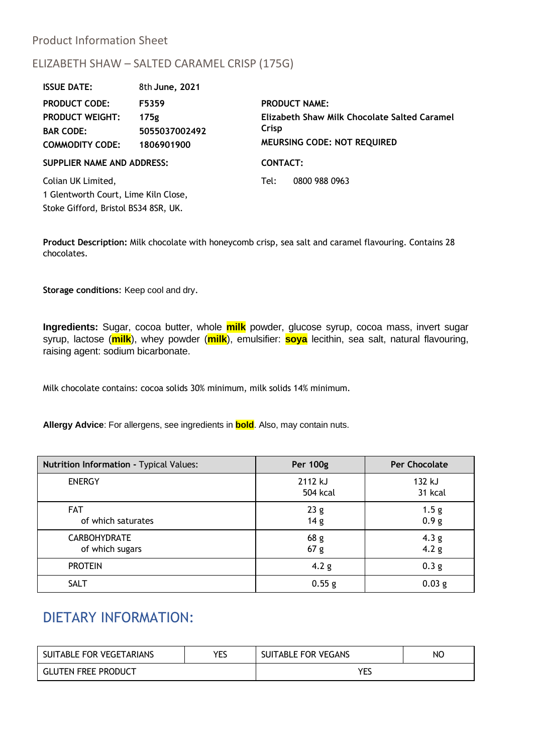Product Information Sheet

## ELIZABETH SHAW – SALTED CARAMEL CRISP (175G)

**ISSUE DATE:** 8th **June, 2021**

**PRODUCT CODE:** **F5359**
**PRODUCT WEIGHT:** **175g**
**BAR CODE:** **5055037002492**
**COMMODITY CODE:** **1806901900**

**PRODUCT NAME:**
**Elizabeth Shaw Milk Chocolate Salted Caramel Crisp**
**MEURSING CODE: NOT REQUIRED**

**SUPPLIER NAME AND ADDRESS:**

Colian UK Limited,
1 Glentworth Court, Lime Kiln Close,
Stoke Gifford, Bristol BS34 8SR, UK.

**CONTACT:**

Tel: 0800 988 0963

**Product Description:** Milk chocolate with honeycomb crisp, sea salt and caramel flavouring. Contains 28 chocolates.

**Storage conditions**: Keep cool and dry.

**Ingredients:** Sugar, cocoa butter, whole **milk** powder, glucose syrup, cocoa mass, invert sugar syrup, lactose (**milk**), whey powder (**milk**), emulsifier: **soya** lecithin, sea salt, natural flavouring, raising agent: sodium bicarbonate.

Milk chocolate contains: cocoa solids 30% minimum, milk solids 14% minimum.

**Allergy Advice**: For allergens, see ingredients in **bold**. Also, may contain nuts.

| **Nutrition Information** - Typical Values: | **Per 100g** | **Per Chocolate** |
|---|---|---|
| ENERGY | 2112 kJ<br>504 kcal | 132 kJ<br>31 kcal |
| FAT<br>of which saturates | 23 g<br>14 g | 1.5 g<br>0.9 g |
| CARBOHYDRATE<br>of which sugars | 68 g<br>67 g | 4.3 g<br>4.2 g |
| PROTEIN | 4.2 g | 0.3 g |
| SALT | 0.55 g | 0.03 g |

## DIETARY INFORMATION:

| SUITABLE FOR VEGETARIANS | YES | SUITABLE FOR VEGANS | NO |
|---|---|---|---|
| GLUTEN FREE PRODUCT | | YES | |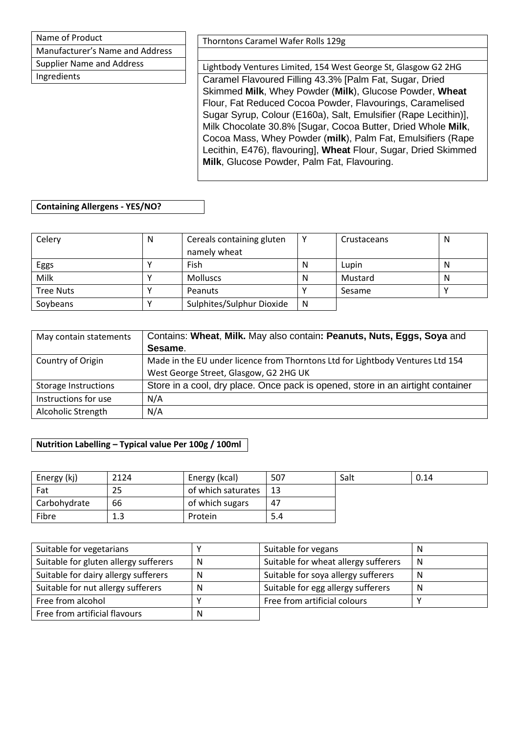| Name of Product | Thorntons Caramel Wafer Rolls 129g |
|---|---|
| Manufacturer's Name and Address | |
| Supplier Name and Address | Lightbody Ventures Limited, 154 West George St, Glasgow G2 2HG |
| Ingredients | Caramel Flavoured Filling 43.3% [Palm Fat, Sugar, Dried Skimmed **Milk**, Whey Powder (**Milk**), Glucose Powder, **Wheat** Flour, Fat Reduced Cocoa Powder, Flavourings, Caramelised Sugar Syrup, Colour (E160a), Salt, Emulsifier (Rape Lecithin)], Milk Chocolate 30.8% [Sugar, Cocoa Butter, Dried Whole **Milk**, Cocoa Mass, Whey Powder (**milk**), Palm Fat, Emulsifiers (Rape Lecithin, E476), flavouring], **Wheat** Flour, Sugar, Dried Skimmed **Milk**, Glucose Powder, Palm Fat, Flavouring. |

**Containing Allergens - YES/NO?**

| Celery | N | Cereals containing gluten namely wheat | Y | Crustaceans | N |
|---|---|---|---|---|---|
| Eggs | Y | Fish | N | Lupin | N |
| Milk | Y | Molluscs | N | Mustard | N |
| Tree Nuts | Y | Peanuts | Y | Sesame | Y |
| Soybeans | Y | Sulphites/Sulphur Dioxide | N | | |

| May contain statements | Contains: **Wheat**, **Milk.** May also contain**: Peanuts, Nuts, Eggs, Soya** and **Sesame**. |
|---|---|
| Country of Origin | Made in the EU under licence from Thorntons Ltd for Lightbody Ventures Ltd 154 West George Street, Glasgow, G2 2HG UK |
| Storage Instructions | Store in a cool, dry place. Once pack is opened, store in an airtight container |
| Instructions for use | N/A |
| Alcoholic Strength | N/A |

**Nutrition Labelling – Typical value Per 100g / 100ml**

| Energy (kj) | 2124 | Energy (kcal) | 507 | Salt | 0.14 |
|---|---|---|---|---|---|
| Fat | 25 | of which saturates | 13 | | |
| Carbohydrate | 66 | of which sugars | 47 | | |
| Fibre | 1.3 | Protein | 5.4 | | |

| Suitable for vegetarians | Y | Suitable for vegans | N |
|---|---|---|---|
| Suitable for gluten allergy sufferers | N | Suitable for wheat allergy sufferers | N |
| Suitable for dairy allergy sufferers | N | Suitable for soya allergy sufferers | N |
| Suitable for nut allergy sufferers | N | Suitable for egg allergy sufferers | N |
| Free from alcohol | Y | Free from artificial colours | Y |
| Free from artificial flavours | N | | |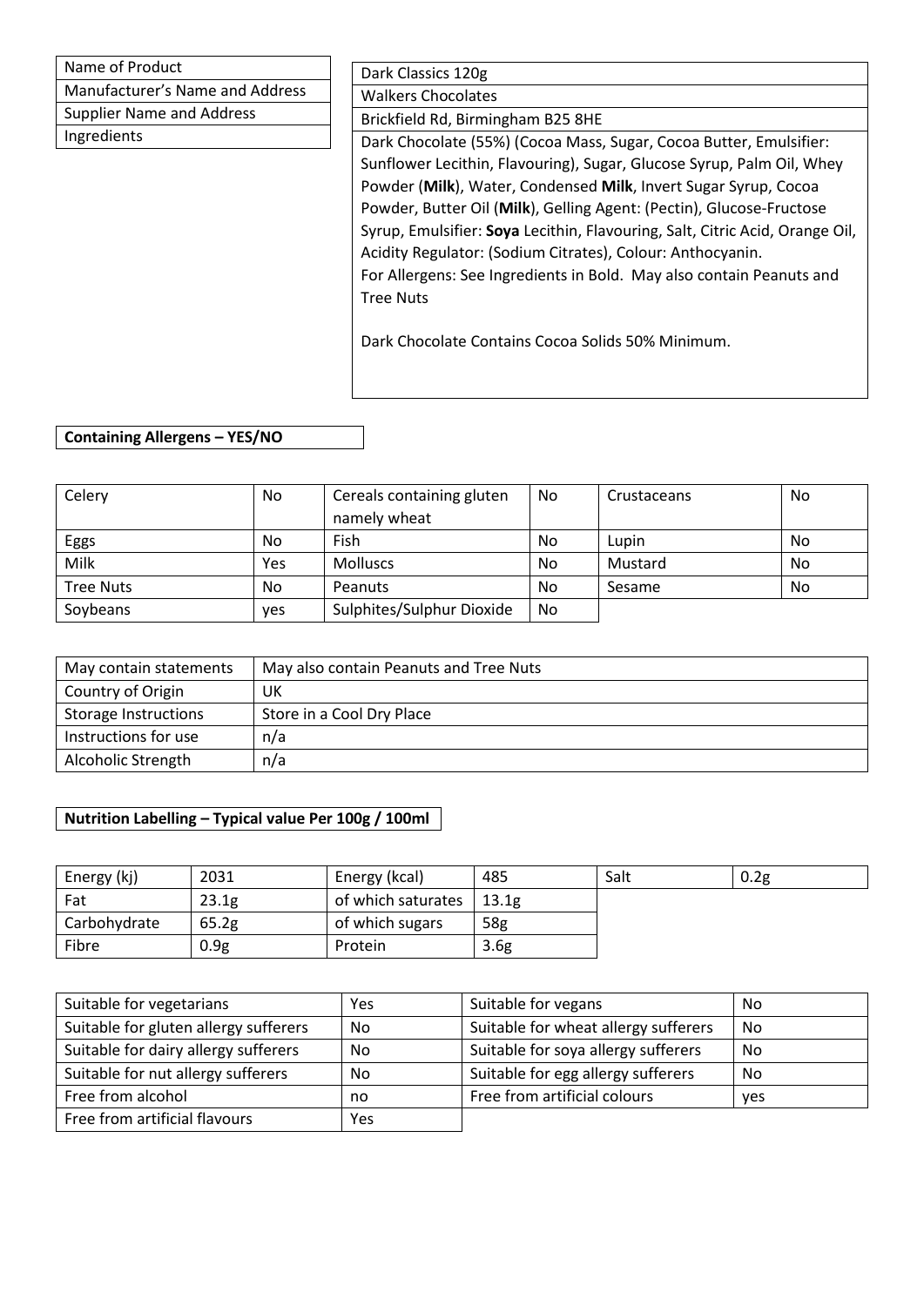| | |
|---|---|
| Name of Product | Dark Classics 120g |
| Manufacturer's Name and Address | Walkers Chocolates |
| Supplier Name and Address | Brickfield Rd, Birmingham B25 8HE |
| Ingredients | Dark Chocolate (55%) (Cocoa Mass, Sugar, Cocoa Butter, Emulsifier: Sunflower Lecithin, Flavouring), Sugar, Glucose Syrup, Palm Oil, Whey Powder (**Milk**), Water, Condensed **Milk**, Invert Sugar Syrup, Cocoa Powder, Butter Oil (**Milk**), Gelling Agent: (Pectin), Glucose-Fructose Syrup, Emulsifier: **Soya** Lecithin, Flavouring, Salt, Citric Acid, Orange Oil, Acidity Regulator: (Sodium Citrates), Colour: Anthocyanin.<br>For Allergens: See Ingredients in Bold. May also contain Peanuts and Tree Nuts<br><br>Dark Chocolate Contains Cocoa Solids 50% Minimum. |

**Containing Allergens – YES/NO**

| | | | | | |
|---|---|---|---|---|---|
| Celery | No | Cereals containing gluten namely wheat | No | Crustaceans | No |
| Eggs | No | Fish | No | Lupin | No |
| Milk | Yes | Molluscs | No | Mustard | No |
| Tree Nuts | No | Peanuts | No | Sesame | No |
| Soybeans | yes | Sulphites/Sulphur Dioxide | No | | |

| | |
|---|---|
| May contain statements | May also contain Peanuts and Tree Nuts |
| Country of Origin | UK |
| Storage Instructions | Store in a Cool Dry Place |
| Instructions for use | n/a |
| Alcoholic Strength | n/a |

**Nutrition Labelling – Typical value Per 100g / 100ml**

| | | | | | |
|---|---|---|---|---|---|
| Energy (kj) | 2031 | Energy (kcal) | 485 | Salt | 0.2g |
| Fat | 23.1g | of which saturates | 13.1g | | |
| Carbohydrate | 65.2g | of which sugars | 58g | | |
| Fibre | 0.9g | Protein | 3.6g | | |

| | | | |
|---|---|---|---|
| Suitable for vegetarians | Yes | Suitable for vegans | No |
| Suitable for gluten allergy sufferers | No | Suitable for wheat allergy sufferers | No |
| Suitable for dairy allergy sufferers | No | Suitable for soya allergy sufferers | No |
| Suitable for nut allergy sufferers | No | Suitable for egg allergy sufferers | No |
| Free from alcohol | no | Free from artificial colours | yes |
| Free from artificial flavours | Yes | | |